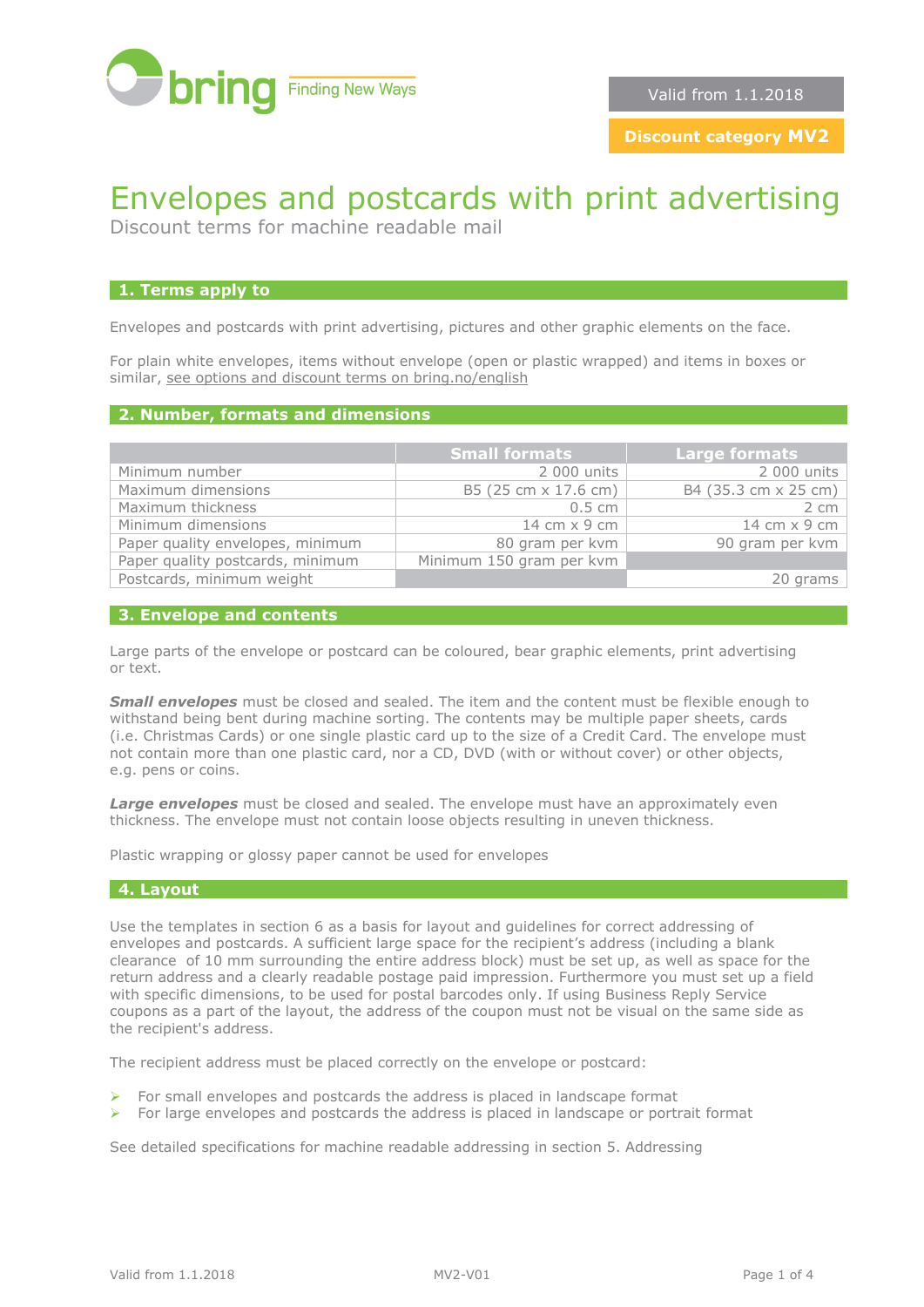bring Finding New Ways

Valid from 1.1.2018

**Discount category MV2**

# Envelopes and postcards with print advertising

Discount terms for machine readable mail

## 1. Terms apply to

Envelopes and postcards with print advertising, pictures and other graphic elements on the face.

For plain white envelopes, items without envelope (open or plastic wrapped) and items in boxes or similar, see options and discount terms on bring.no/english

## 2. Number, formats and dimensions

| | Small formats | Large formats |
|---|---|---|
| Minimum number | 2 000 units | 2 000 units |
| Maximum dimensions | B5 (25 cm x 17.6 cm) | B4 (35.3 cm x 25 cm) |
| Maximum thickness | 0.5 cm | 2 cm |
| Minimum dimensions | 14 cm x 9 cm | 14 cm x 9 cm |
| Paper quality envelopes, minimum | 80 gram per kvm | 90 gram per kvm |
| Paper quality postcards, minimum | Minimum 150 gram per kvm | |
| Postcards, minimum weight | | 20 grams |

## 3. Envelope and contents

Large parts of the envelope or postcard can be coloured, bear graphic elements, print advertising or text.

***Small envelopes*** must be closed and sealed. The item and the content must be flexible enough to withstand being bent during machine sorting. The contents may be multiple paper sheets, cards (i.e. Christmas Cards) or one single plastic card up to the size of a Credit Card. The envelope must not contain more than one plastic card, nor a CD, DVD (with or without cover) or other objects, e.g. pens or coins.

***Large envelopes*** must be closed and sealed. The envelope must have an approximately even thickness. The envelope must not contain loose objects resulting in uneven thickness.

Plastic wrapping or glossy paper cannot be used for envelopes

## 4. Layout

Use the templates in section 6 as a basis for layout and guidelines for correct addressing of envelopes and postcards. A sufficient large space for the recipient's address (including a blank clearance of 10 mm surrounding the entire address block) must be set up, as well as space for the return address and a clearly readable postage paid impression. Furthermore you must set up a field with specific dimensions, to be used for postal barcodes only. If using Business Reply Service coupons as a part of the layout, the address of the coupon must not be visual on the same side as the recipient's address.

The recipient address must be placed correctly on the envelope or postcard:

- For small envelopes and postcards the address is placed in landscape format
- For large envelopes and postcards the address is placed in landscape or portrait format

See detailed specifications for machine readable addressing in section 5. Addressing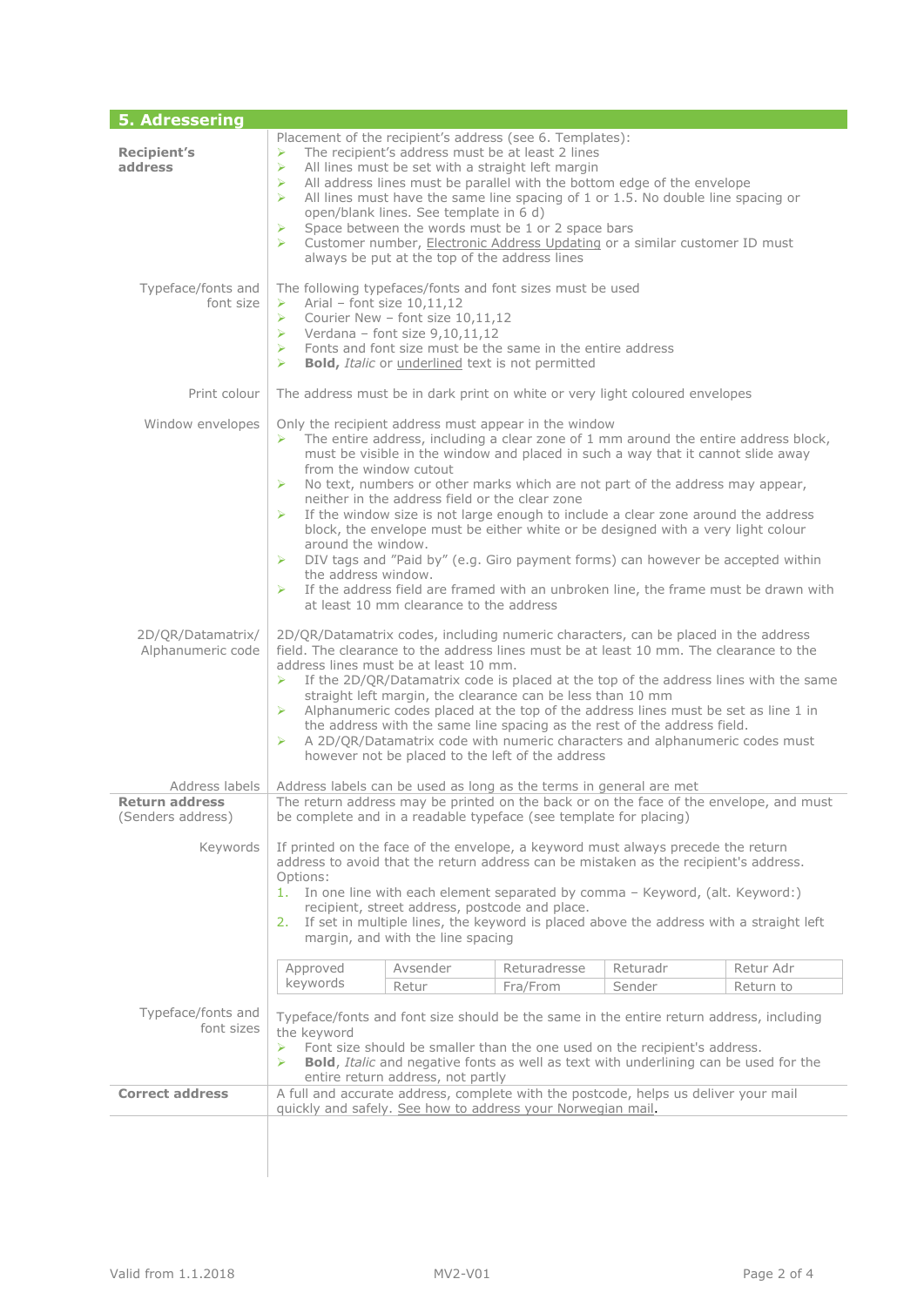## 5. Adressering

**Recipient's address**

Placement of the recipient's address (see 6. Templates):

- The recipient's address must be at least 2 lines
- All lines must be set with a straight left margin
- All address lines must be parallel with the bottom edge of the envelope
- All lines must have the same line spacing of 1 or 1.5. No double line spacing or open/blank lines. See template in 6 d)
- Space between the words must be 1 or 2 space bars
- Customer number, Electronic Address Updating or a similar customer ID must always be put at the top of the address lines

**Typeface/fonts and font size**

The following typefaces/fonts and font sizes must be used

- Arial – font size 10,11,12
- Courier New – font size 10,11,12
- Verdana – font size 9,10,11,12
- Fonts and font size must be the same in the entire address
- **Bold,** *Italic* or underlined text is not permitted

**Print colour**

The address must be in dark print on white or very light coloured envelopes

**Window envelopes**

Only the recipient address must appear in the window

- The entire address, including a clear zone of 1 mm around the entire address block, must be visible in the window and placed in such a way that it cannot slide away from the window cutout
- No text, numbers or other marks which are not part of the address may appear, neither in the address field or the clear zone
- If the window size is not large enough to include a clear zone around the address block, the envelope must be either white or be designed with a very light colour around the window.
- DIV tags and "Paid by" (e.g. Giro payment forms) can however be accepted within the address window.
- If the address field are framed with an unbroken line, the frame must be drawn with at least 10 mm clearance to the address

**2D/QR/Datamatrix/ Alphanumeric code**

2D/QR/Datamatrix codes, including numeric characters, can be placed in the address field. The clearance to the address lines must be at least 10 mm. The clearance to the address lines must be at least 10 mm.

- If the 2D/QR/Datamatrix code is placed at the top of the address lines with the same straight left margin, the clearance can be less than 10 mm
- Alphanumeric codes placed at the top of the address lines must be set as line 1 in the address with the same line spacing as the rest of the address field.
- A 2D/QR/Datamatrix code with numeric characters and alphanumeric codes must however not be placed to the left of the address

**Address labels**

Address labels can be used as long as the terms in general are met

**Return address** (Senders address)

The return address may be printed on the back or on the face of the envelope, and must be complete and in a readable typeface (see template for placing)

**Keywords**

If printed on the face of the envelope, a keyword must always precede the return address to avoid that the return address can be mistaken as the recipient's address. Options:

1. In one line with each element separated by comma – Keyword, (alt. Keyword:) recipient, street address, postcode and place.
2. If set in multiple lines, the keyword is placed above the address with a straight left margin, and with the line spacing

| Approved keywords | Avsender | Returadresse | Returadr | Retur Adr |
|---|---|---|---|---|
| | Retur | Fra/From | Sender | Return to |

**Typeface/fonts and font sizes**

Typeface/fonts and font size should be the same in the entire return address, including the keyword

- Font size should be smaller than the one used on the recipient's address.
- **Bold**, *Italic* and negative fonts as well as text with underlining can be used for the entire return address, not partly

**Correct address**

A full and accurate address, complete with the postcode, helps us deliver your mail quickly and safely. See how to address your Norwegian mail.

Valid from 1.1.2018 — MV2-V01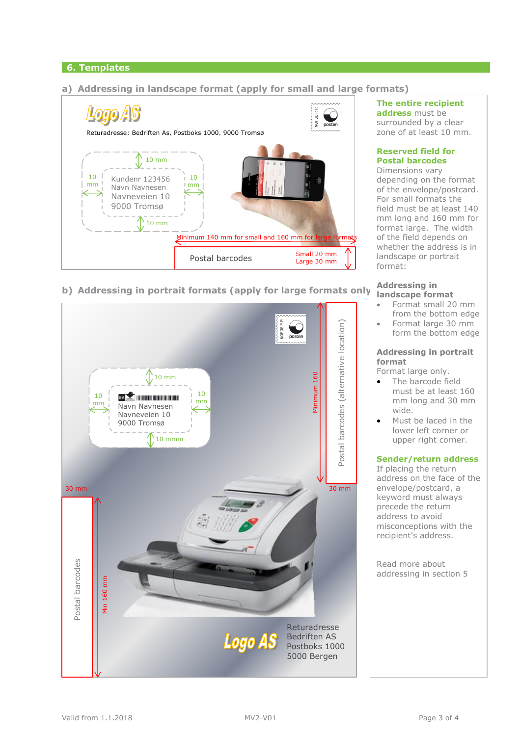## 6. Templates

### a) Addressing in landscape format (apply for small and large formats)

Logo AS

Returadresse: Bedriften As, Postboks 1000, 9000 Tromsø

10 mm

10 mm

10 mm

10 mm

Kundenr 123456
Navn Navnesen
Navneveien 10
9000 Tromsø

Minimum 140 mm for small and 160 mm for large formats

Postal barcodes

Small 20 mm
Large 30 mm

### b) Addressing in portrait formats (apply for large formats only)

10 mm

10 mm

10 mm

10 mmm

Navn Navnesen
Navneveien 10
9000 Tromsø

Minimum 160

Postal barcodes (alternative location)

30 mm

30 mm

Postal barcodes

Min 160 mm

Logo AS

Returadresse
Bedriften AS
Postboks 1000
5000 Bergen

**The entire recipient address** must be surrounded by a clear zone of at least 10 mm.

**Reserved field for Postal barcodes**
Dimensions vary depending on the format of the envelope/postcard. For small formats the field must be at least 140 mm long and 160 mm for format large. The width of the field depends on whether the address is in landscape or portrait format:

**Addressing in landscape format**
- Format small 20 mm from the bottom edge
- Format large 30 mm form the bottom edge

**Addressing in portrait format**
Format large only.
- The barcode field must be at least 160 mm long and 30 mm wide.
- Must be laced in the lower left corner or upper right corner.

**Sender/return address**
If placing the return address on the face of the envelope/postcard, a keyword must always precede the return address to avoid misconceptions with the recipient's address.

Read more about addressing in section 5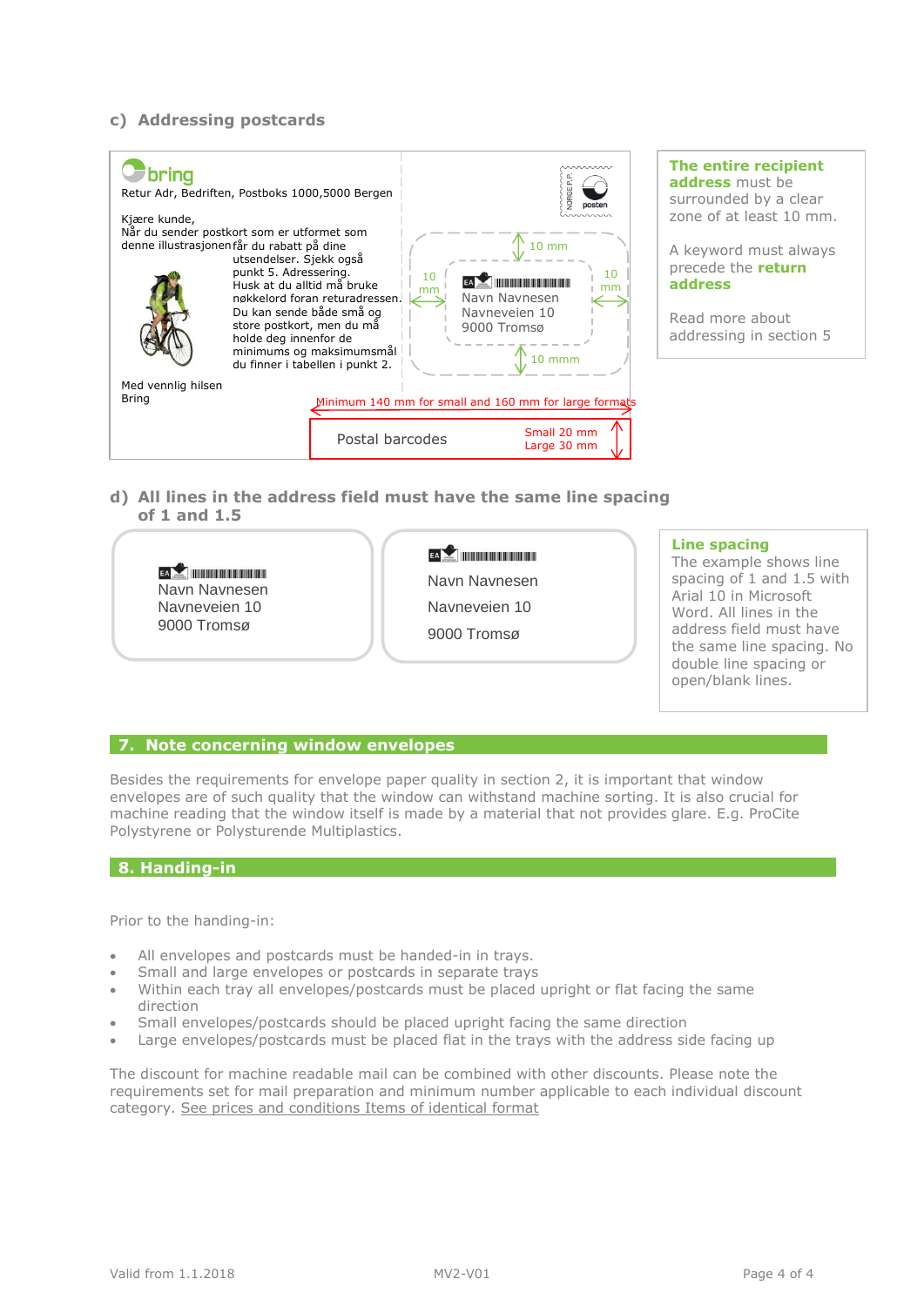### c) Addressing postcards

bring

Retur Adr, Bedriften, Postboks 1000,5000 Bergen

Kjære kunde,
Når du sender postkort som er utformet som denne illustrasjonen får du rabatt på dine utsendelser. Sjekk også punkt 5. Adressering.
Husk at du alltid må bruke nøkkelord foran returadressen.
Du kan sende både små og store postkort, men du må holde deg innenfor de minimums og maksimumsmål du finner i tabellen i punkt 2.

Med vennlig hilsen
Bring

NORGE P.P. posten

10 mm

10 mm

10 mm

EA Navn Navnesen
Navneveien 10
9000 Tromsø

10 mmm

Minimum 140 mm for small and 160 mm for large formats

Postal barcodes — Small 20 mm, Large 30 mm

**The entire recipient address** must be surrounded by a clear zone of at least 10 mm.

A keyword must always precede the **return address**

Read more about addressing in section 5

### d) All lines in the address field must have the same line spacing of 1 and 1.5

EA
Navn Navnesen
Navneveien 10
9000 Tromsø

EA
Navn Navnesen

Navneveien 10

9000 Tromsø

**Line spacing**
The example shows line spacing of 1 and 1.5 with Arial 10 in Microsoft Word. All lines in the address field must have the same line spacing. No double line spacing or open/blank lines.

## 7. Note concerning window envelopes

Besides the requirements for envelope paper quality in section 2, it is important that window envelopes are of such quality that the window can withstand machine sorting. It is also crucial for machine reading that the window itself is made by a material that not provides glare. E.g. ProCite Polystyrene or Polysturende Multiplastics.

## 8. Handing-in

Prior to the handing-in:

- All envelopes and postcards must be handed-in in trays.
- Small and large envelopes or postcards in separate trays
- Within each tray all envelopes/postcards must be placed upright or flat facing the same direction
- Small envelopes/postcards should be placed upright facing the same direction
- Large envelopes/postcards must be placed flat in the trays with the address side facing up

The discount for machine readable mail can be combined with other discounts. Please note the requirements set for mail preparation and minimum number applicable to each individual discount category. See prices and conditions Items of identical format